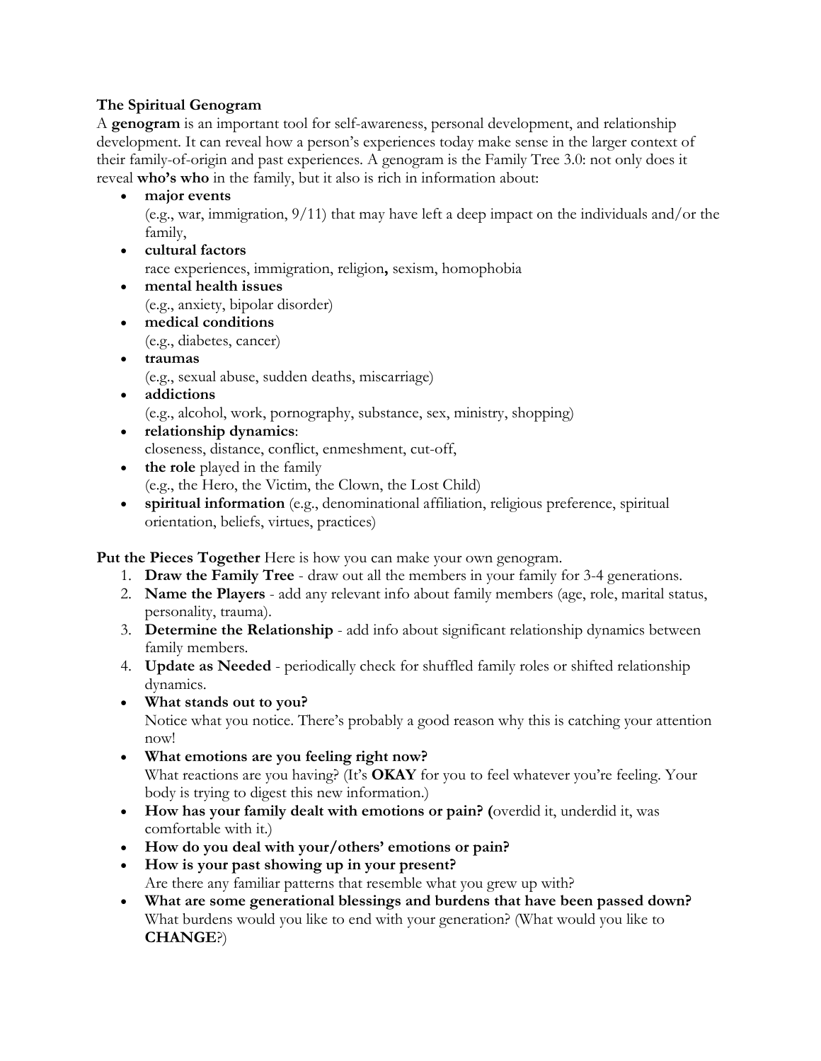**The Spiritual Genogram**

A **genogram** is an important tool for self-awareness, personal development, and relationship development. It can reveal how a person's experiences today make sense in the larger context of their family-of-origin and past experiences. A genogram is the Family Tree 3.0: not only does it reveal **who's who** in the family, but it also is rich in information about:

- **major events**
  (e.g., war, immigration, 9/11) that may have left a deep impact on the individuals and/or the family,
- **cultural factors**
  race experiences, immigration, religion**,** sexism, homophobia
- **mental health issues**
  (e.g., anxiety, bipolar disorder)
- **medical conditions**
  (e.g., diabetes, cancer)
- **traumas**
  (e.g., sexual abuse, sudden deaths, miscarriage)
- **addictions**
  (e.g., alcohol, work, pornography, substance, sex, ministry, shopping)
- **relationship dynamics**:
  closeness, distance, conflict, enmeshment, cut-off,
- **the role** played in the family
  (e.g., the Hero, the Victim, the Clown, the Lost Child)
- **spiritual information** (e.g., denominational affiliation, religious preference, spiritual orientation, beliefs, virtues, practices)

**Put the Pieces Together** Here is how you can make your own genogram.

1. **Draw the Family Tree** - draw out all the members in your family for 3-4 generations.
2. **Name the Players** - add any relevant info about family members (age, role, marital status, personality, trauma).
3. **Determine the Relationship** - add info about significant relationship dynamics between family members.
4. **Update as Needed** - periodically check for shuffled family roles or shifted relationship dynamics.

- **What stands out to you?**
  Notice what you notice. There's probably a good reason why this is catching your attention now!
- **What emotions are you feeling right now?**
  What reactions are you having? (It's **OKAY** for you to feel whatever you're feeling. Your body is trying to digest this new information.)
- **How has your family dealt with emotions or pain? (**overdid it, underdid it, was comfortable with it.)
- **How do you deal with your/others' emotions or pain?**
- **How is your past showing up in your present?**
  Are there any familiar patterns that resemble what you grew up with?
- **What are some generational blessings and burdens that have been passed down?**
  What burdens would you like to end with your generation? (What would you like to **CHANGE**?)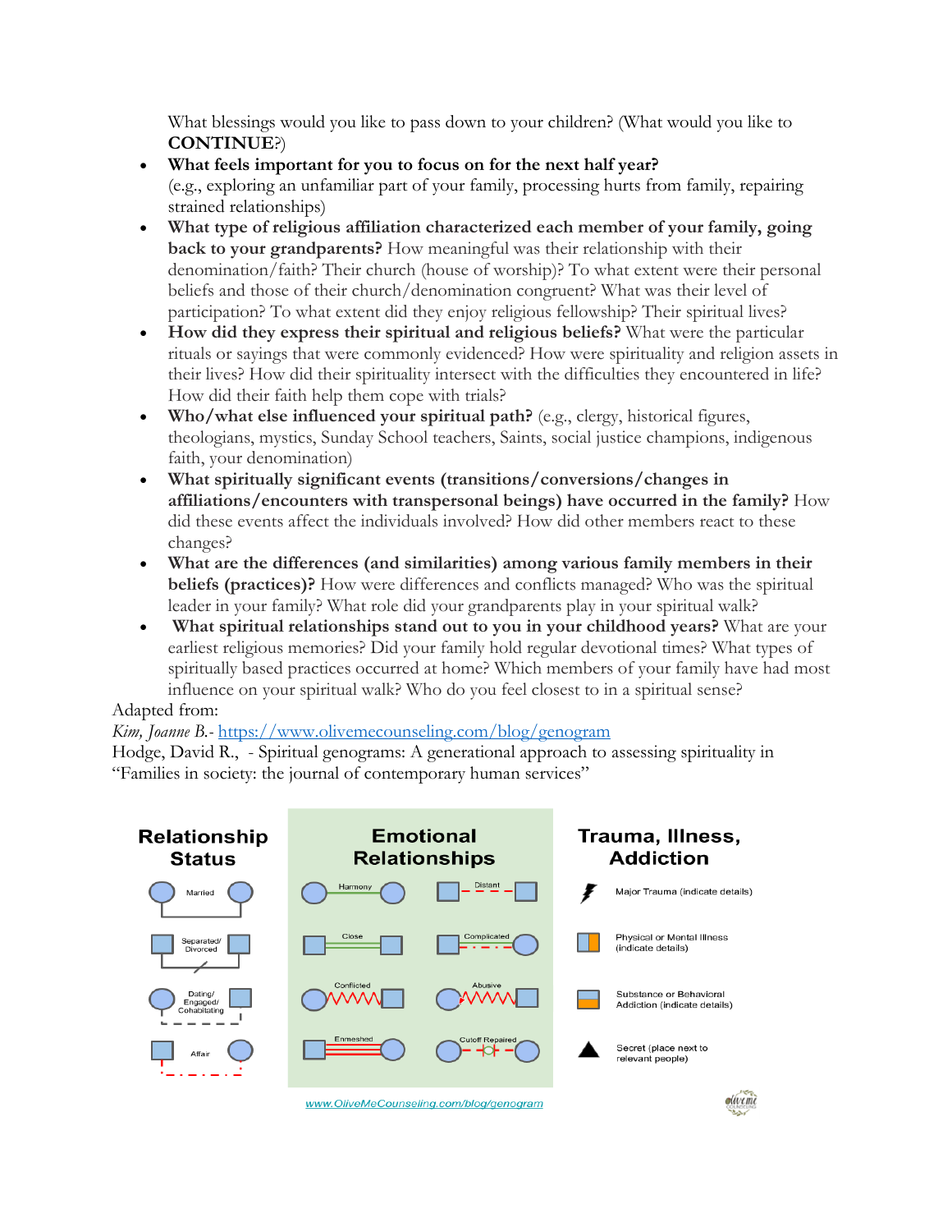What blessings would you like to pass down to your children? (What would you like to **CONTINUE**?)

- **What feels important for you to focus on for the next half year?** (e.g., exploring an unfamiliar part of your family, processing hurts from family, repairing strained relationships)
- **What type of religious affiliation characterized each member of your family, going back to your grandparents?** How meaningful was their relationship with their denomination/faith? Their church (house of worship)? To what extent were their personal beliefs and those of their church/denomination congruent? What was their level of participation? To what extent did they enjoy religious fellowship? Their spiritual lives?
- **How did they express their spiritual and religious beliefs?** What were the particular rituals or sayings that were commonly evidenced? How were spirituality and religion assets in their lives? How did their spirituality intersect with the difficulties they encountered in life? How did their faith help them cope with trials?
- **Who/what else influenced your spiritual path?** (e.g., clergy, historical figures, theologians, mystics, Sunday School teachers, Saints, social justice champions, indigenous faith, your denomination)
- **What spiritually significant events (transitions/conversions/changes in affiliations/encounters with transpersonal beings) have occurred in the family?** How did these events affect the individuals involved? How did other members react to these changes?
- **What are the differences (and similarities) among various family members in their beliefs (practices)?** How were differences and conflicts managed? Who was the spiritual leader in your family? What role did your grandparents play in your spiritual walk?
- **What spiritual relationships stand out to you in your childhood years?** What are your earliest religious memories? Did your family hold regular devotional times? What types of spiritually based practices occurred at home? Which members of your family have had most influence on your spiritual walk? Who do you feel closest to in a spiritual sense?

Adapted from:
*Kim, Joanne B.*- https://www.olivemecounseling.com/blog/genogram
Hodge, David R., - Spiritual genograms: A generational approach to assessing spirituality in "Families in society: the journal of contemporary human services"

**Relationship Status**

Married
Separated/ Divorced
Dating/ Engaged/ Cohabitating
Affair

**Emotional Relationships**

Harmony
Distant
Close
Complicated
Conflicted
Abusive
Enmeshed
Cutoff Repaired

**Trauma, Illness, Addiction**

Major Trauma (indicate details)
Physical or Mental Illness (indicate details)
Substance or Behavioral Addiction (indicate details)
Secret (place next to relevant people)

www.OliveMeCounseling.com/blog/genogram